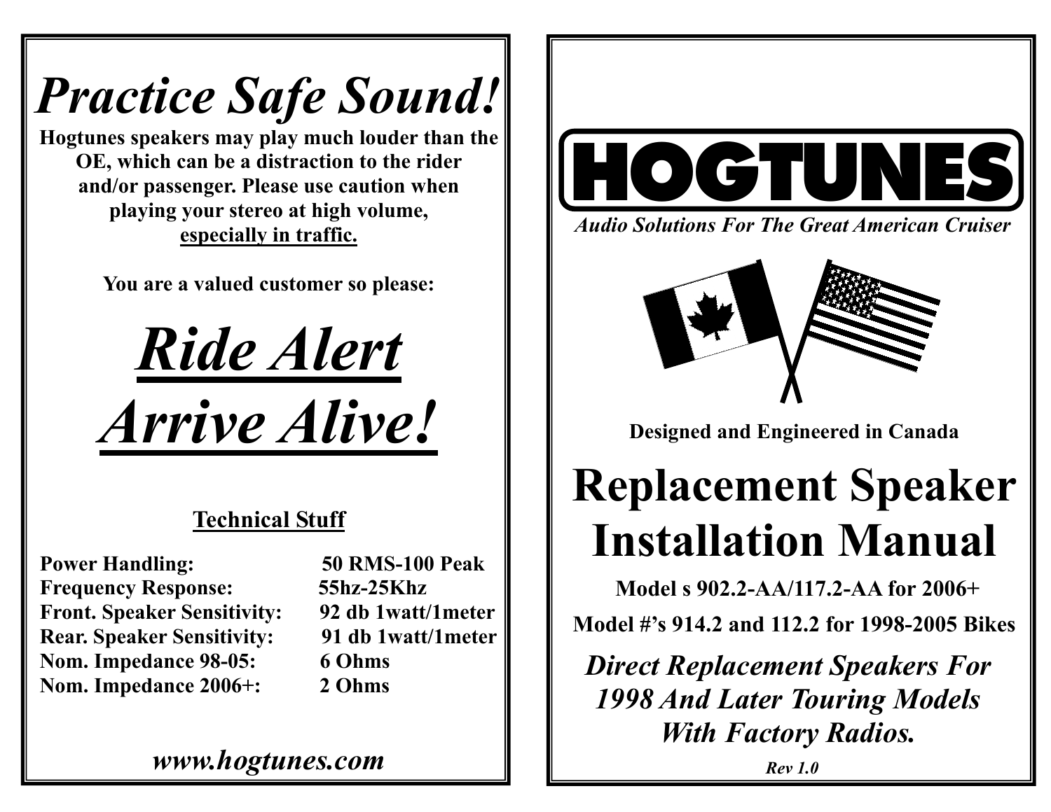# *Practice Safe Sound!*

**Hogtunes speakers may play much louder than the OE, which can be a distraction to the rider and/or passenger. Please use caution when playing your stereo at high volume, <u>especially in traffic.</u>**

**You are a valued customer so please:**

# ***<u>Ride Alert</u>***
# ***<u>Arrive Alive!</u>***

## <u>Technical Stuff</u>

| | |
|---|---|
| **Power Handling:** | **50 RMS-100 Peak** |
| **Frequency Response:** | **55hz-25Khz** |
| **Front. Speaker Sensitivity:** | **92 db 1watt/1meter** |
| **Rear. Speaker Sensitivity:** | **91 db 1watt/1meter** |
| **Nom. Impedance 98-05:** | **6 Ohms** |
| **Nom. Impedance 2006+:** | **2 Ohms** |

***www.hogtunes.com***

# HOGTUNES

***Audio Solutions For The Great American Cruiser***

**Designed and Engineered in Canada**

# Replacement Speaker Installation Manual

**Model s 902.2-AA/117.2-AA for 2006+**

**Model #'s 914.2 and 112.2 for 1998-2005 Bikes**

***Direct Replacement Speakers For 1998 And Later Touring Models With Factory Radios.***

***Rev 1.0***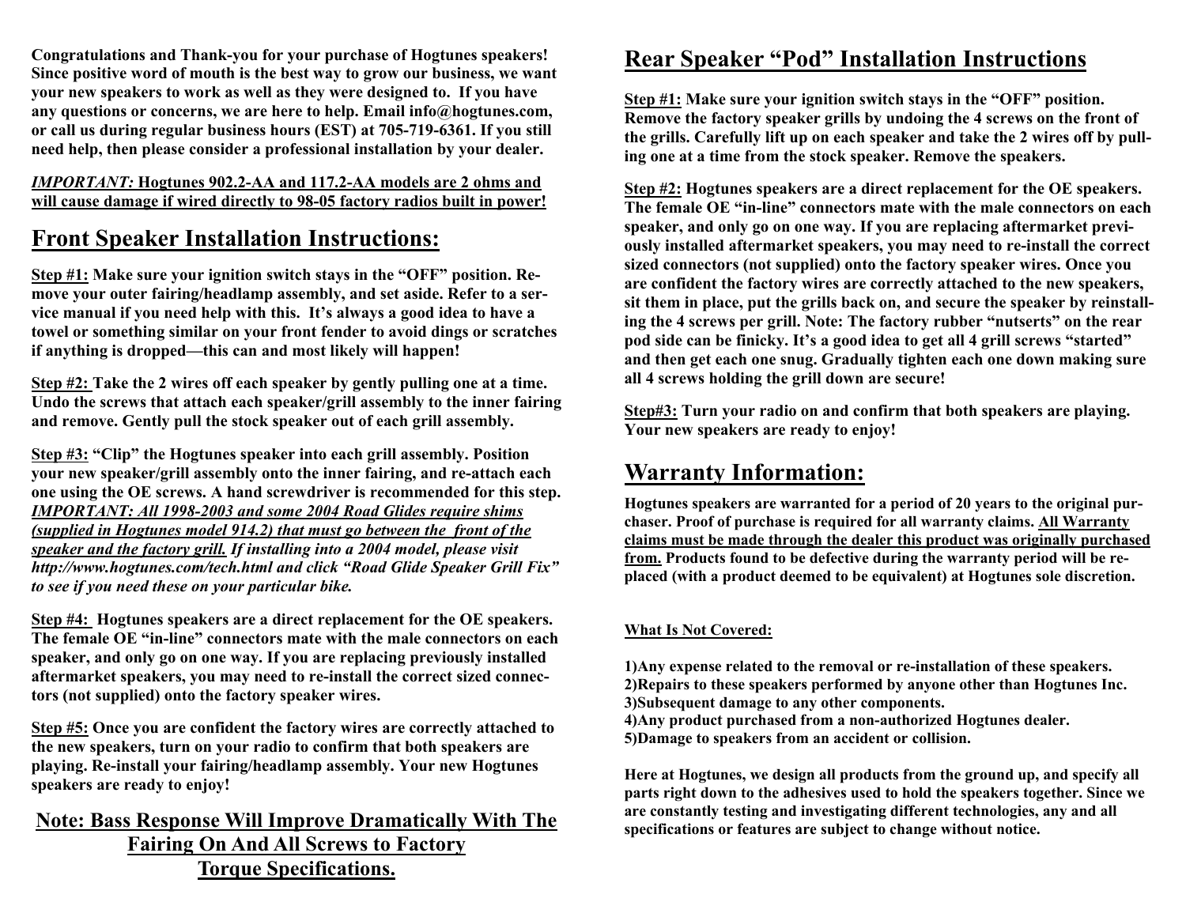**Congratulations and Thank-you for your purchase of Hogtunes speakers! Since positive word of mouth is the best way to grow our business, we want your new speakers to work as well as they were designed to. If you have any questions or concerns, we are here to help. Email info@hogtunes.com, or call us during regular business hours (EST) at 705-719-6361. If you still need help, then please consider a professional installation by your dealer.**

***IMPORTANT:*** **Hogtunes 902.2-AA and 117.2-AA models are 2 ohms and will cause damage if wired directly to 98-05 factory radios built in power!**

## Front Speaker Installation Instructions:

**Step #1:** **Make sure your ignition switch stays in the "OFF" position. Remove your outer fairing/headlamp assembly, and set aside. Refer to a service manual if you need help with this. It's always a good idea to have a towel or something similar on your front fender to avoid dings or scratches if anything is dropped—this can and most likely will happen!**

**Step #2:** **Take the 2 wires off each speaker by gently pulling one at a time. Undo the screws that attach each speaker/grill assembly to the inner fairing and remove. Gently pull the stock speaker out of each grill assembly.**

**Step #3:** **"Clip" the Hogtunes speaker into each grill assembly. Position your new speaker/grill assembly onto the inner fairing, and re-attach each one using the OE screws. A hand screwdriver is recommended for this step.** ***IMPORTANT: All 1998-2003 and some 2004 Road Glides require shims (supplied in Hogtunes model 914.2) that must go between the front of the speaker and the factory grill. If installing into a 2004 model, please visit http://www.hogtunes.com/tech.html and click "Road Glide Speaker Grill Fix" to see if you need these on your particular bike.***

**Step #4:** **Hogtunes speakers are a direct replacement for the OE speakers. The female OE "in-line" connectors mate with the male connectors on each speaker, and only go on one way. If you are replacing previously installed aftermarket speakers, you may need to re-install the correct sized connectors (not supplied) onto the factory speaker wires.**

**Step #5:** **Once you are confident the factory wires are correctly attached to the new speakers, turn on your radio to confirm that both speakers are playing. Re-install your fairing/headlamp assembly. Your new Hogtunes speakers are ready to enjoy!**

### Note: Bass Response Will Improve Dramatically With The Fairing On And All Screws to Factory Torque Specifications.

## Rear Speaker "Pod" Installation Instructions

**Step #1:** **Make sure your ignition switch stays in the "OFF" position. Remove the factory speaker grills by undoing the 4 screws on the front of the grills. Carefully lift up on each speaker and take the 2 wires off by pulling one at a time from the stock speaker. Remove the speakers.**

**Step #2:** **Hogtunes speakers are a direct replacement for the OE speakers. The female OE "in-line" connectors mate with the male connectors on each speaker, and only go on one way. If you are replacing aftermarket previously installed aftermarket speakers, you may need to re-install the correct sized connectors (not supplied) onto the factory speaker wires. Once you are confident the factory wires are correctly attached to the new speakers, sit them in place, put the grills back on, and secure the speaker by reinstalling the 4 screws per grill. Note: The factory rubber "nutserts" on the rear pod side can be finicky. It's a good idea to get all 4 grill screws "started" and then get each one snug. Gradually tighten each one down making sure all 4 screws holding the grill down are secure!**

**Step#3:** **Turn your radio on and confirm that both speakers are playing. Your new speakers are ready to enjoy!**

## Warranty Information:

**Hogtunes speakers are warranted for a period of 20 years to the original purchaser. Proof of purchase is required for all warranty claims. All Warranty claims must be made through the dealer this product was originally purchased from. Products found to be defective during the warranty period will be replaced (with a product deemed to be equivalent) at Hogtunes sole discretion.**

**What Is Not Covered:**

**1)Any expense related to the removal or re-installation of these speakers.**
**2)Repairs to these speakers performed by anyone other than Hogtunes Inc.**
**3)Subsequent damage to any other components.**
**4)Any product purchased from a non-authorized Hogtunes dealer.**
**5)Damage to speakers from an accident or collision.**

**Here at Hogtunes, we design all products from the ground up, and specify all parts right down to the adhesives used to hold the speakers together. Since we are constantly testing and investigating different technologies, any and all specifications or features are subject to change without notice.**